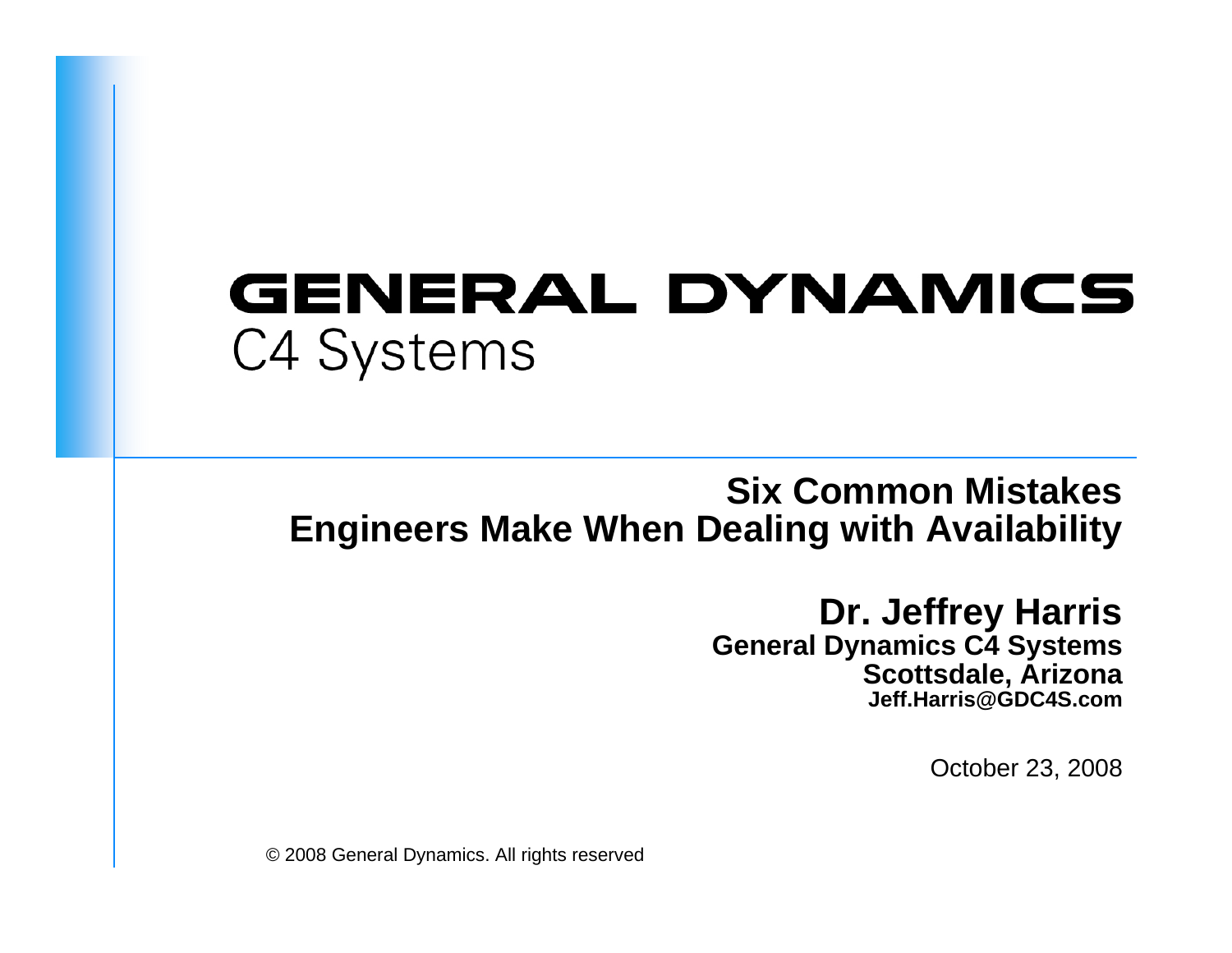**GENERAL DYNAMICS**
C4 Systems

# Six Common Mistakes Engineers Make When Dealing with Availability

**Dr. Jeffrey Harris**
**General Dynamics C4 Systems**
**Scottsdale, Arizona**
**Jeff.Harris@GDC4S.com**

October 23, 2008

© 2008 General Dynamics. All rights reserved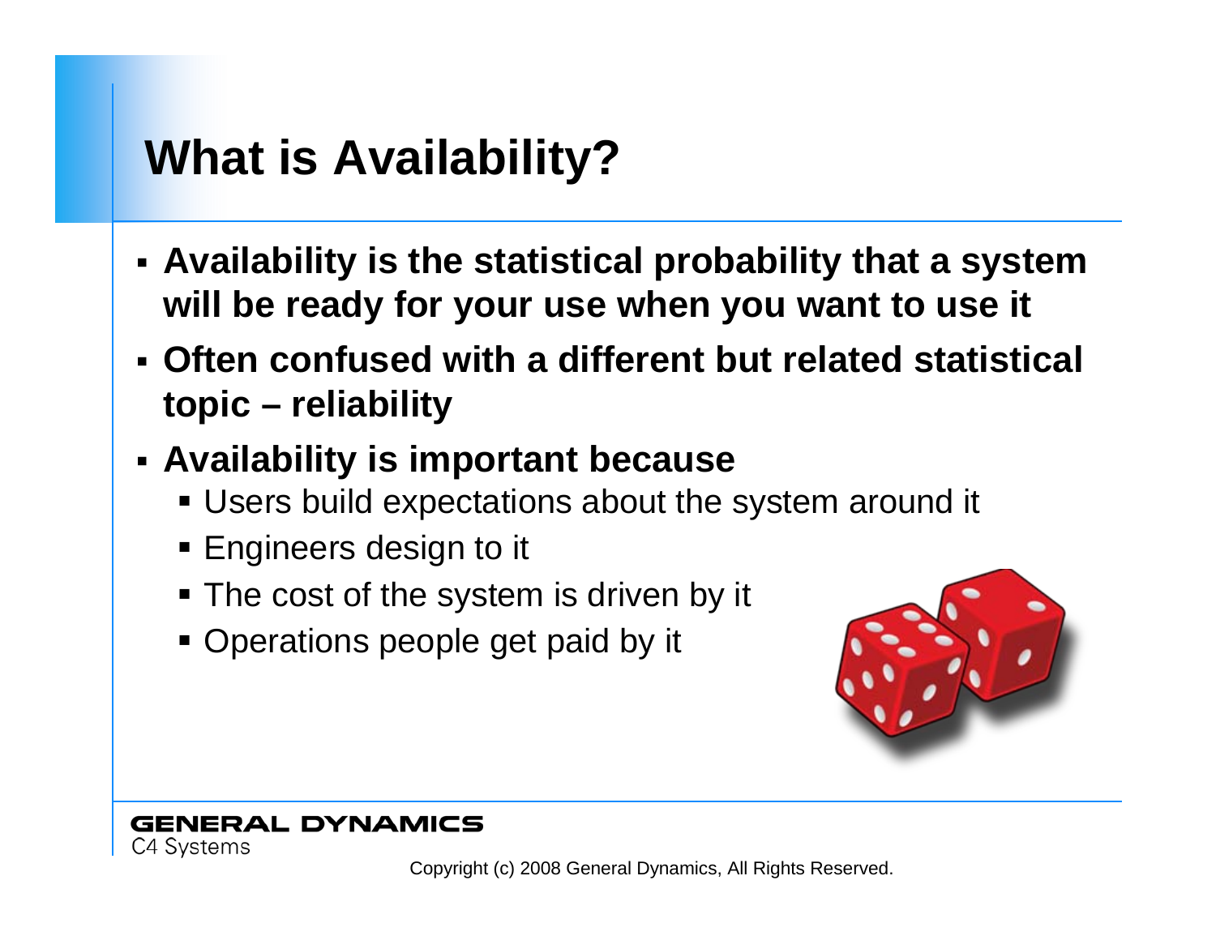# What is Availability?

- **Availability is the statistical probability that a system will be ready for your use when you want to use it**
- **Often confused with a different but related statistical topic – reliability**
- **Availability is important because**
  - Users build expectations about the system around it
  - Engineers design to it
  - The cost of the system is driven by it
  - Operations people get paid by it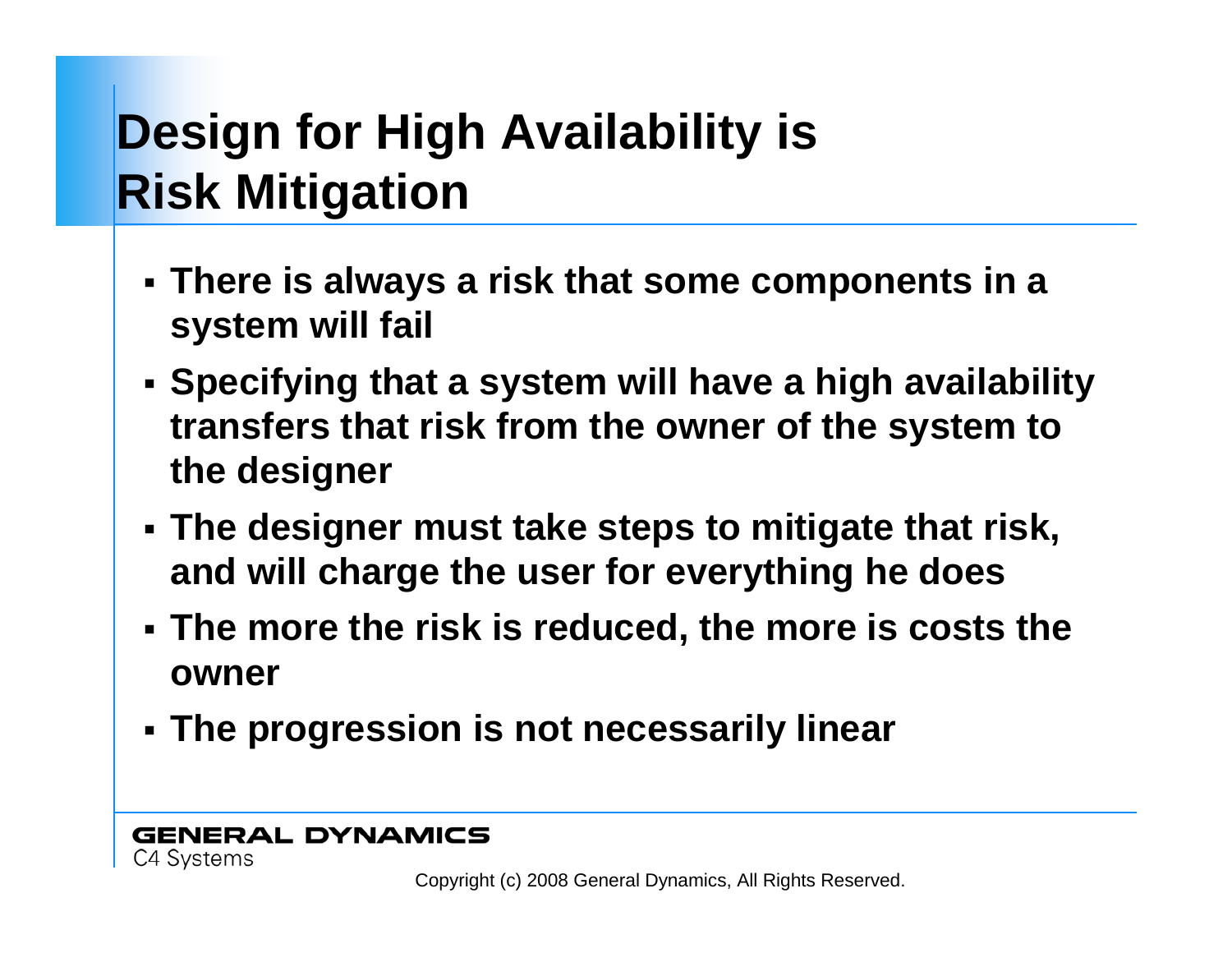# Design for High Availability is Risk Mitigation

- **There is always a risk that some components in a system will fail**
- **Specifying that a system will have a high availability transfers that risk from the owner of the system to the designer**
- **The designer must take steps to mitigate that risk, and will charge the user for everything he does**
- **The more the risk is reduced, the more is costs the owner**
- **The progression is not necessarily linear**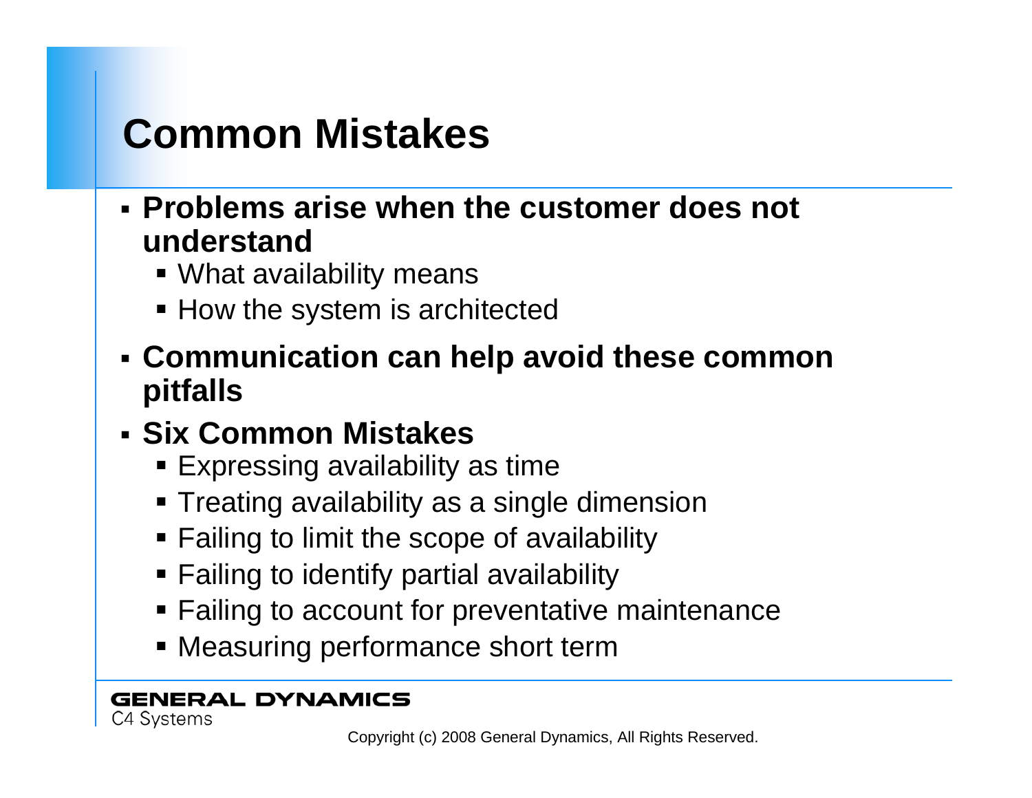# Common Mistakes

- **Problems arise when the customer does not understand**
  - What availability means
  - How the system is architected
- **Communication can help avoid these common pitfalls**
- **Six Common Mistakes**
  - Expressing availability as time
  - Treating availability as a single dimension
  - Failing to limit the scope of availability
  - Failing to identify partial availability
  - Failing to account for preventative maintenance
  - Measuring performance short term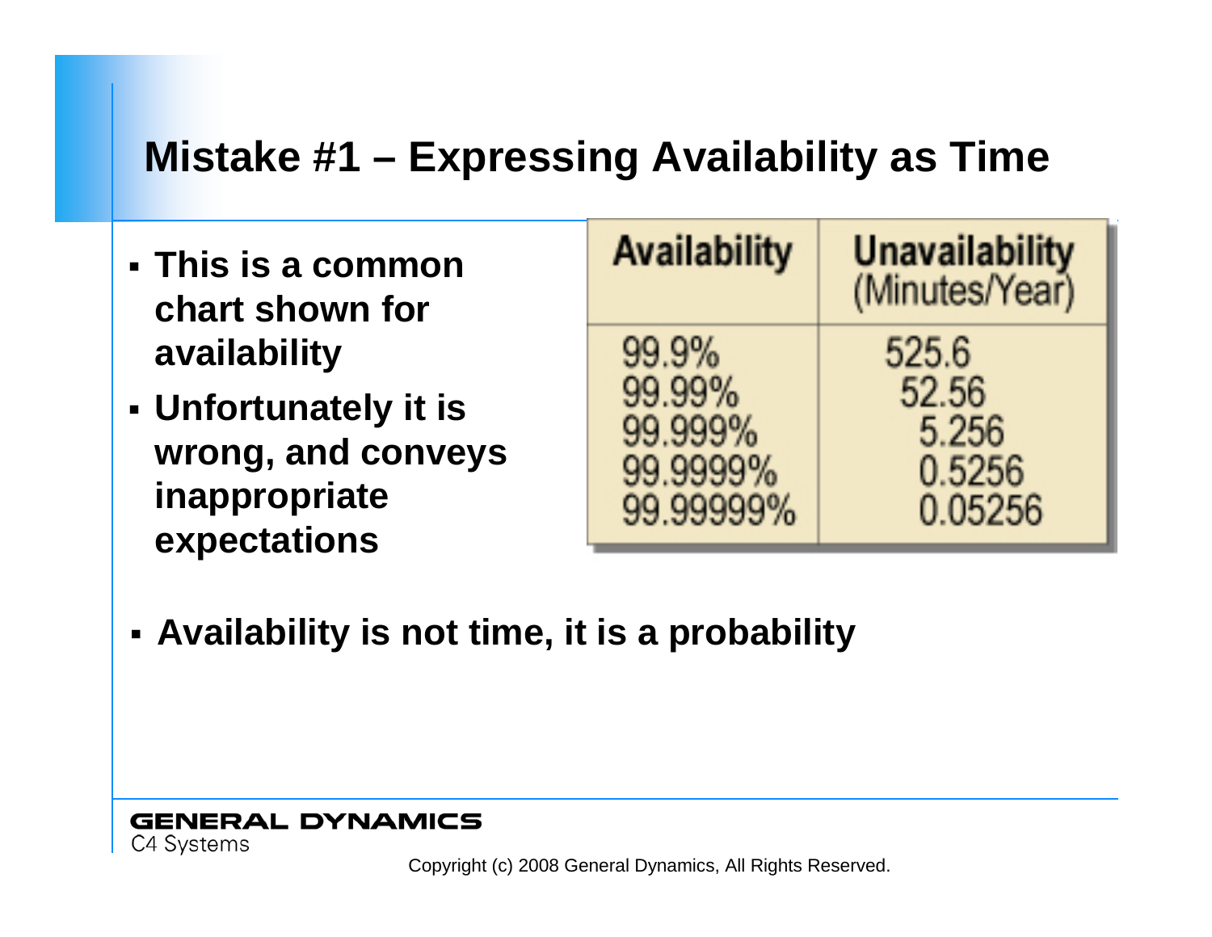# Mistake #1 – Expressing Availability as Time

- **This is a common chart shown for availability**
- **Unfortunately it is wrong, and conveys inappropriate expectations**

| Availability | Unavailability (Minutes/Year) |
|---|---|
| 99.9% | 525.6 |
| 99.99% | 52.56 |
| 99.999% | 5.256 |
| 99.9999% | 0.5256 |
| 99.99999% | 0.05256 |

- **Availability is not time, it is a probability**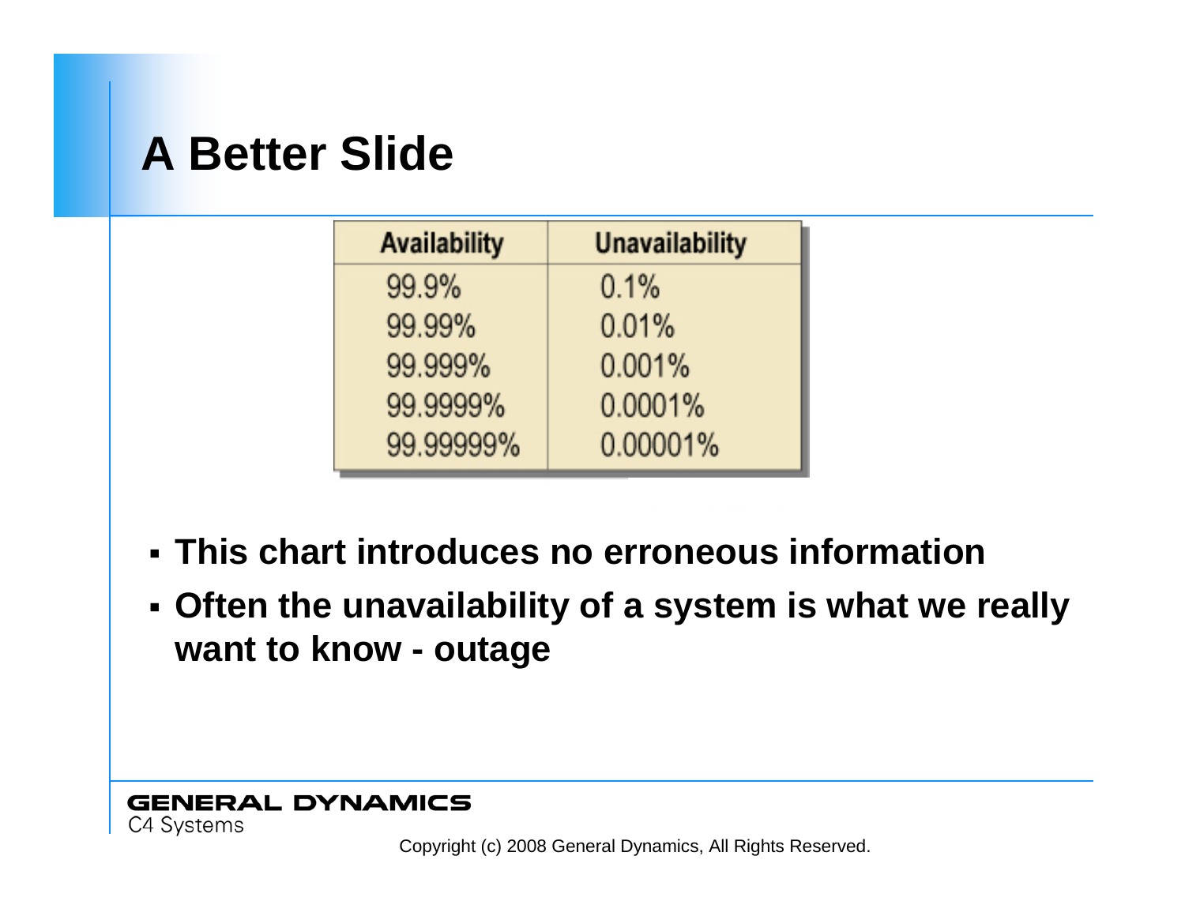# A Better Slide

| Availability | Unavailability |
| --- | --- |
| 99.9% | 0.1% |
| 99.99% | 0.01% |
| 99.999% | 0.001% |
| 99.9999% | 0.0001% |
| 99.99999% | 0.00001% |

- **This chart introduces no erroneous information**
- **Often the unavailability of a system is what we really want to know - outage**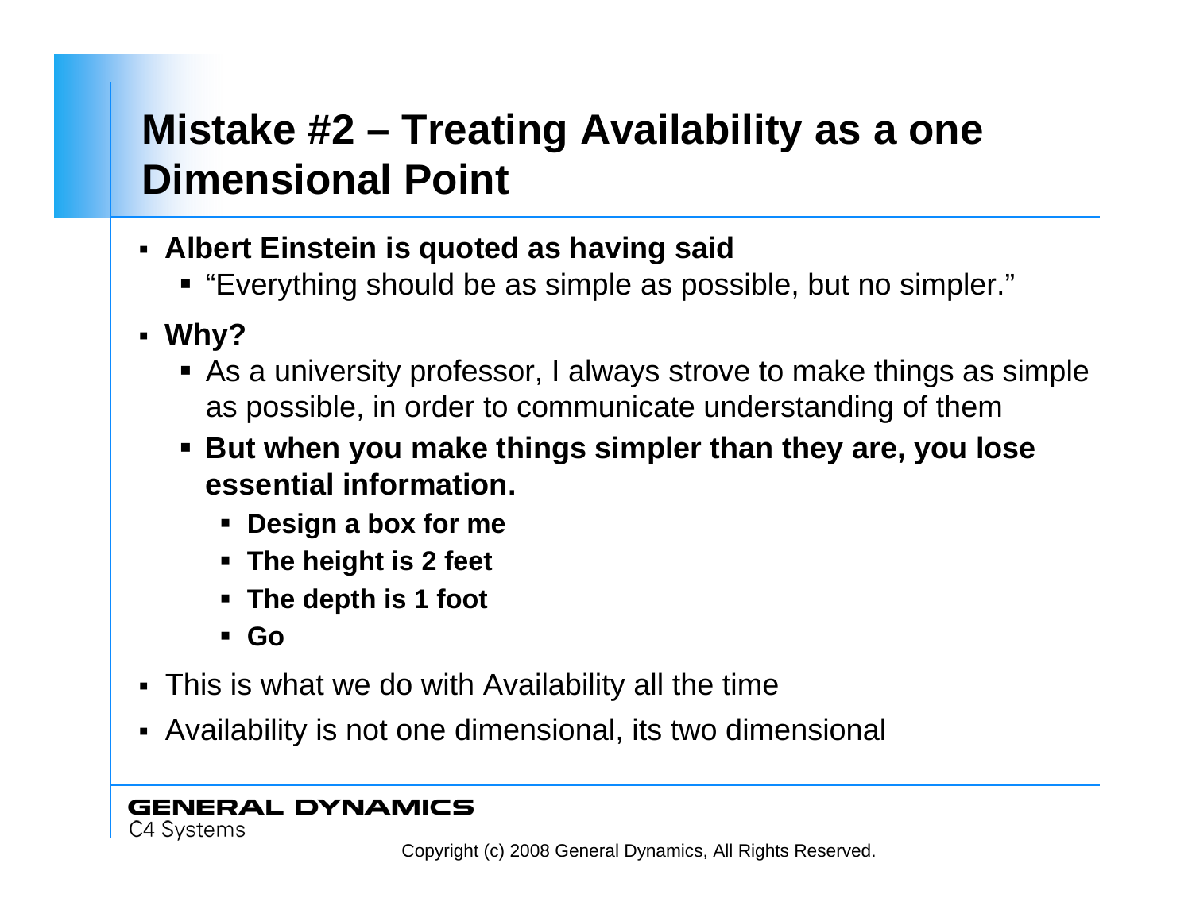# Mistake #2 – Treating Availability as a one Dimensional Point

- **Albert Einstein is quoted as having said**
  - "Everything should be as simple as possible, but no simpler."
- **Why?**
  - As a university professor, I always strove to make things as simple as possible, in order to communicate understanding of them
  - **But when you make things simpler than they are, you lose essential information.**
    - **Design a box for me**
    - **The height is 2 feet**
    - **The depth is 1 foot**
    - **Go**
- This is what we do with Availability all the time
- Availability is not one dimensional, its two dimensional

GENERAL DYNAMICS
C4 Systems

Copyright (c) 2008 General Dynamics, All Rights Reserved.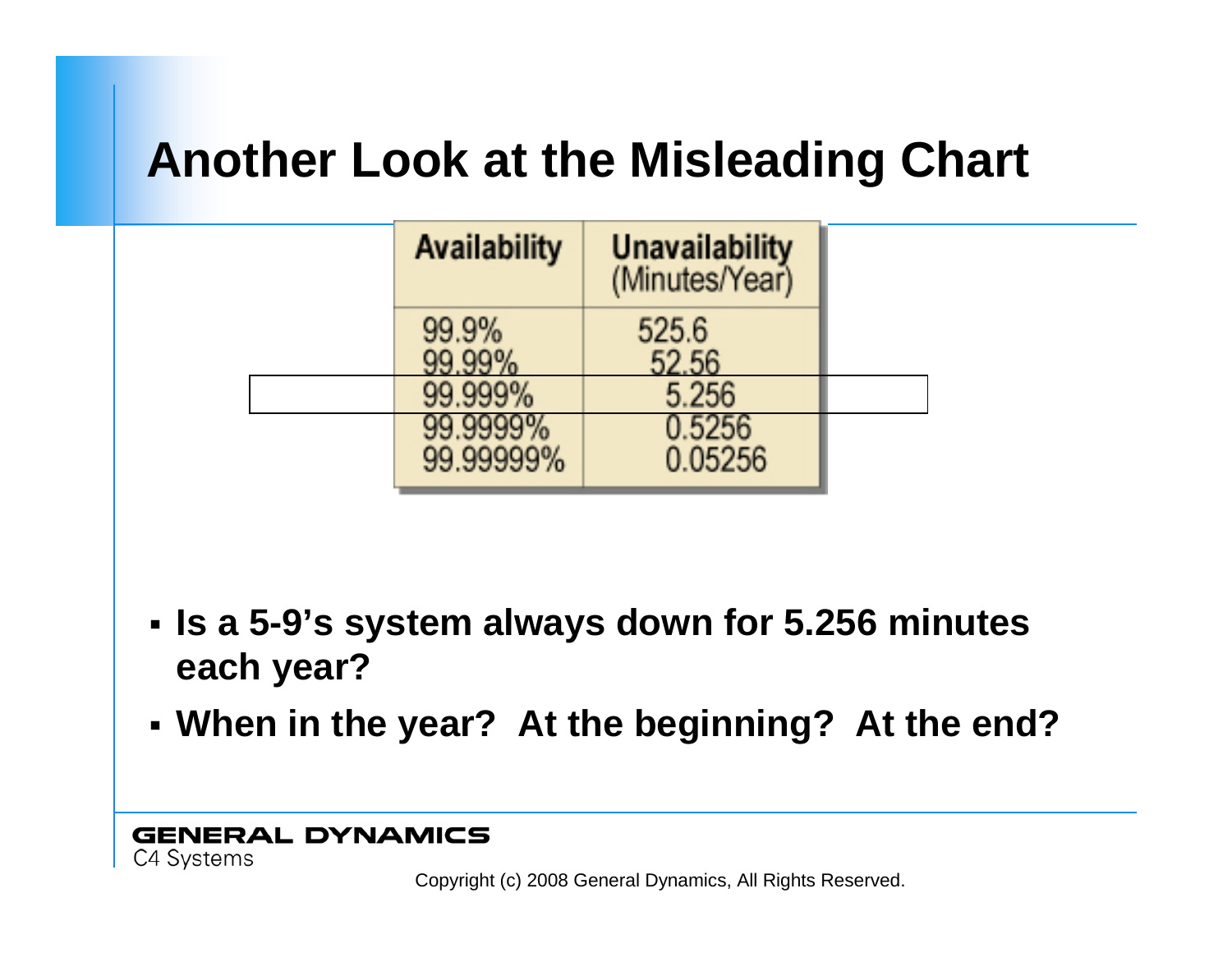# Another Look at the Misleading Chart

| Availability | Unavailability (Minutes/Year) |
| --- | --- |
| 99.9% | 525.6 |
| 99.99% | 52.56 |
| 99.999% | 5.256 |
| 99.9999% | 0.5256 |
| 99.99999% | 0.05256 |

- **Is a 5-9's system always down for 5.256 minutes each year?**
- **When in the year? At the beginning? At the end?**

GENERAL DYNAMICS
C4 Systems

Copyright (c) 2008 General Dynamics, All Rights Reserved.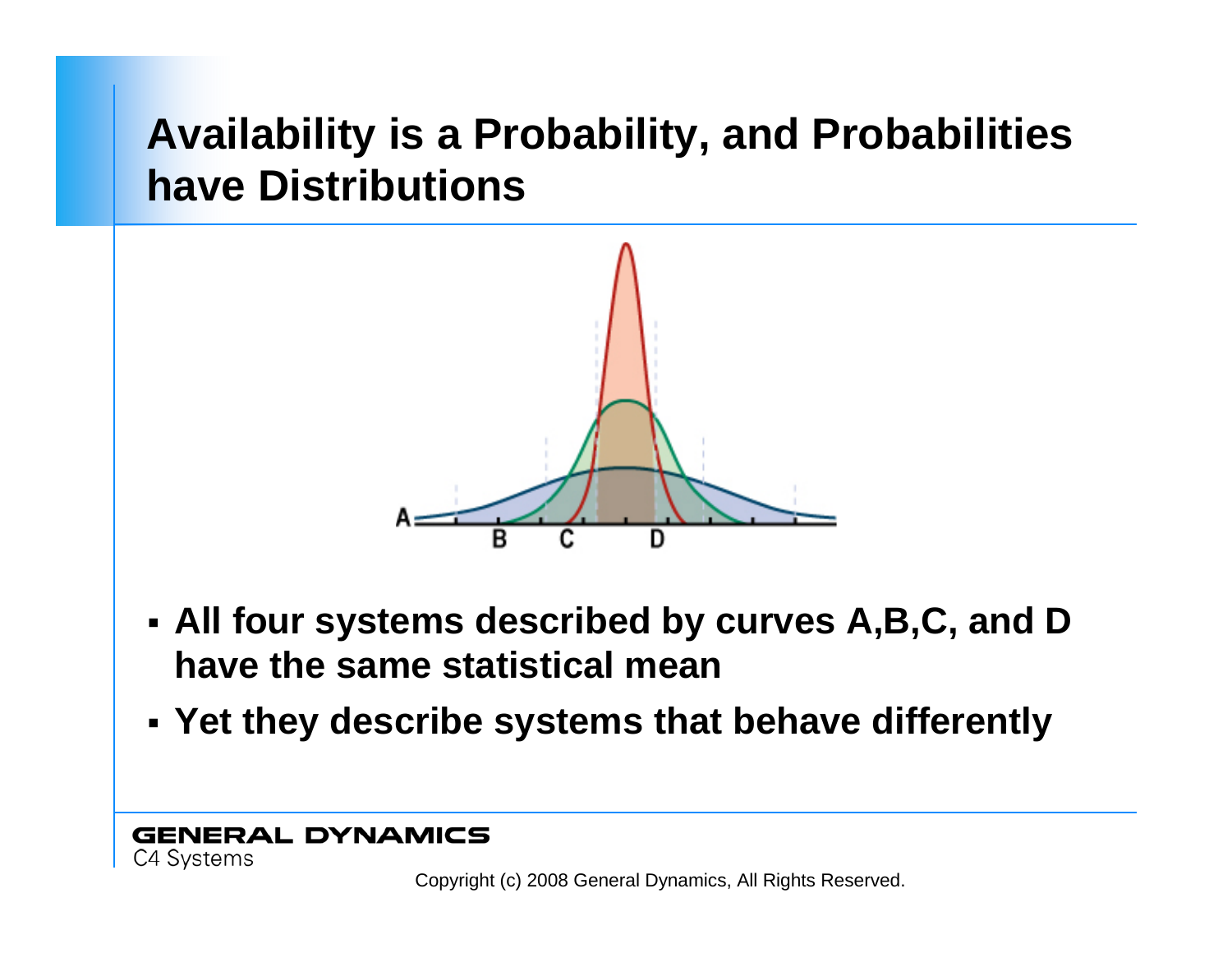# Availability is a Probability, and Probabilities have Distributions

- **All four systems described by curves A,B,C, and D have the same statistical mean**
- **Yet they describe systems that behave differently**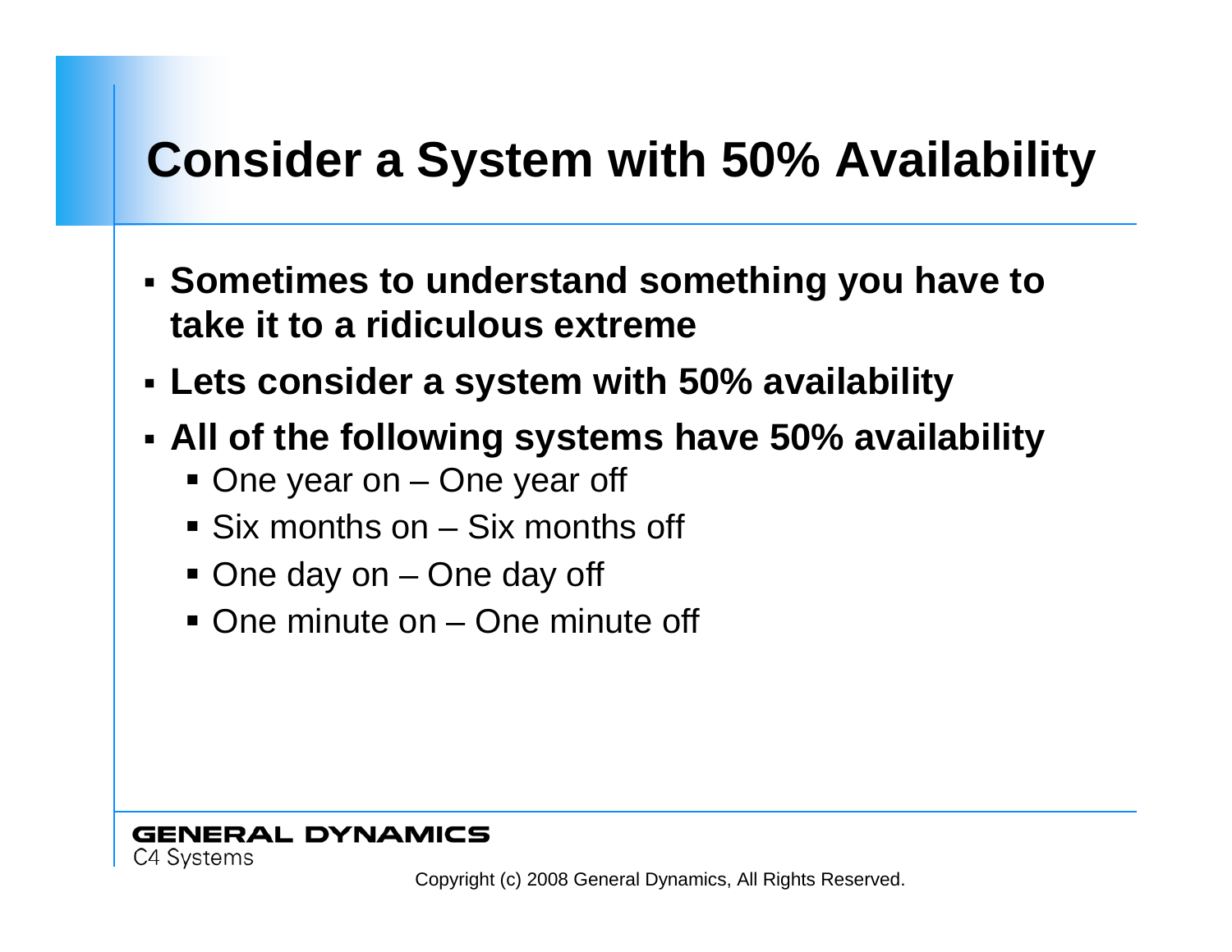# Consider a System with 50% Availability

- **Sometimes to understand something you have to take it to a ridiculous extreme**
- **Lets consider a system with 50% availability**
- **All of the following systems have 50% availability**
  - One year on – One year off
  - Six months on – Six months off
  - One day on – One day off
  - One minute on – One minute off

GENERAL DYNAMICS
C4 Systems

Copyright (c) 2008 General Dynamics, All Rights Reserved.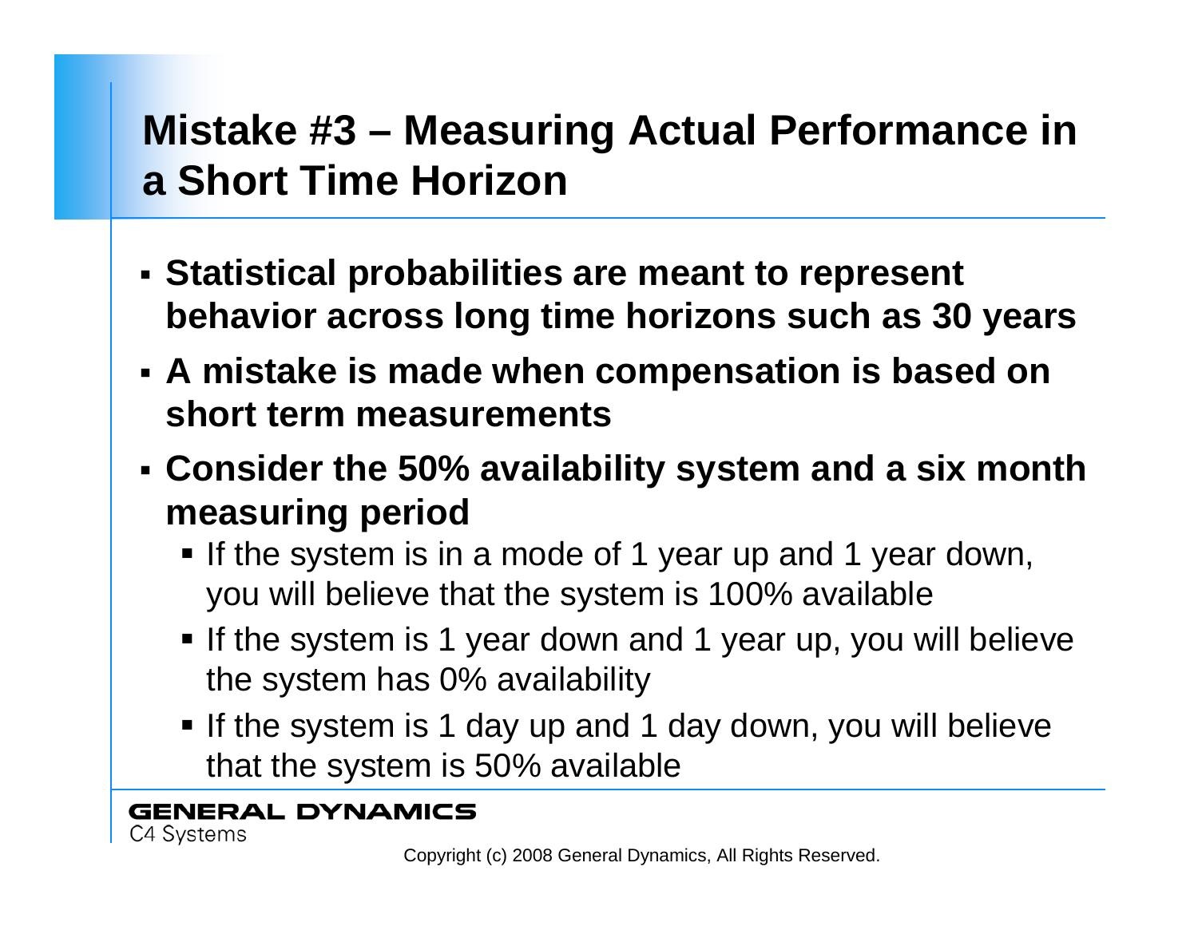# Mistake #3 – Measuring Actual Performance in a Short Time Horizon

- **Statistical probabilities are meant to represent behavior across long time horizons such as 30 years**
- **A mistake is made when compensation is based on short term measurements**
- **Consider the 50% availability system and a six month measuring period**
  - If the system is in a mode of 1 year up and 1 year down, you will believe that the system is 100% available
  - If the system is 1 year down and 1 year up, you will believe the system has 0% availability
  - If the system is 1 day up and 1 day down, you will believe that the system is 50% available

GENERAL DYNAMICS
C4 Systems

Copyright (c) 2008 General Dynamics, All Rights Reserved.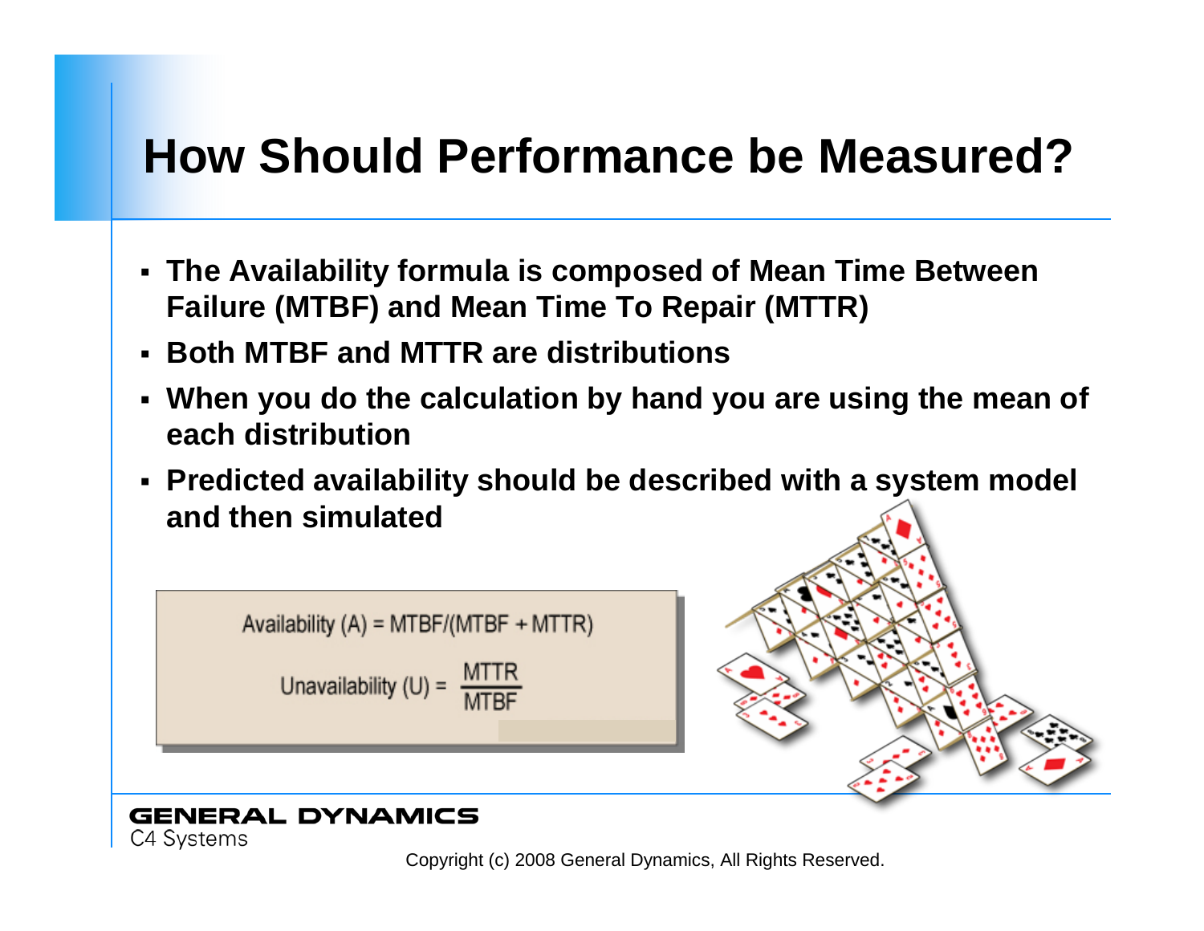# How Should Performance be Measured?

- The Availability formula is composed of Mean Time Between Failure (MTBF) and Mean Time To Repair (MTTR)
- Both MTBF and MTTR are distributions
- When you do the calculation by hand you are using the mean of each distribution
- Predicted availability should be described with a system model and then simulated

$$\text{Availability (A)} = \text{MTBF}/(\text{MTBF} + \text{MTTR})$$

$$\text{Unavailability (U)} = \frac{\text{MTTR}}{\text{MTBF}}$$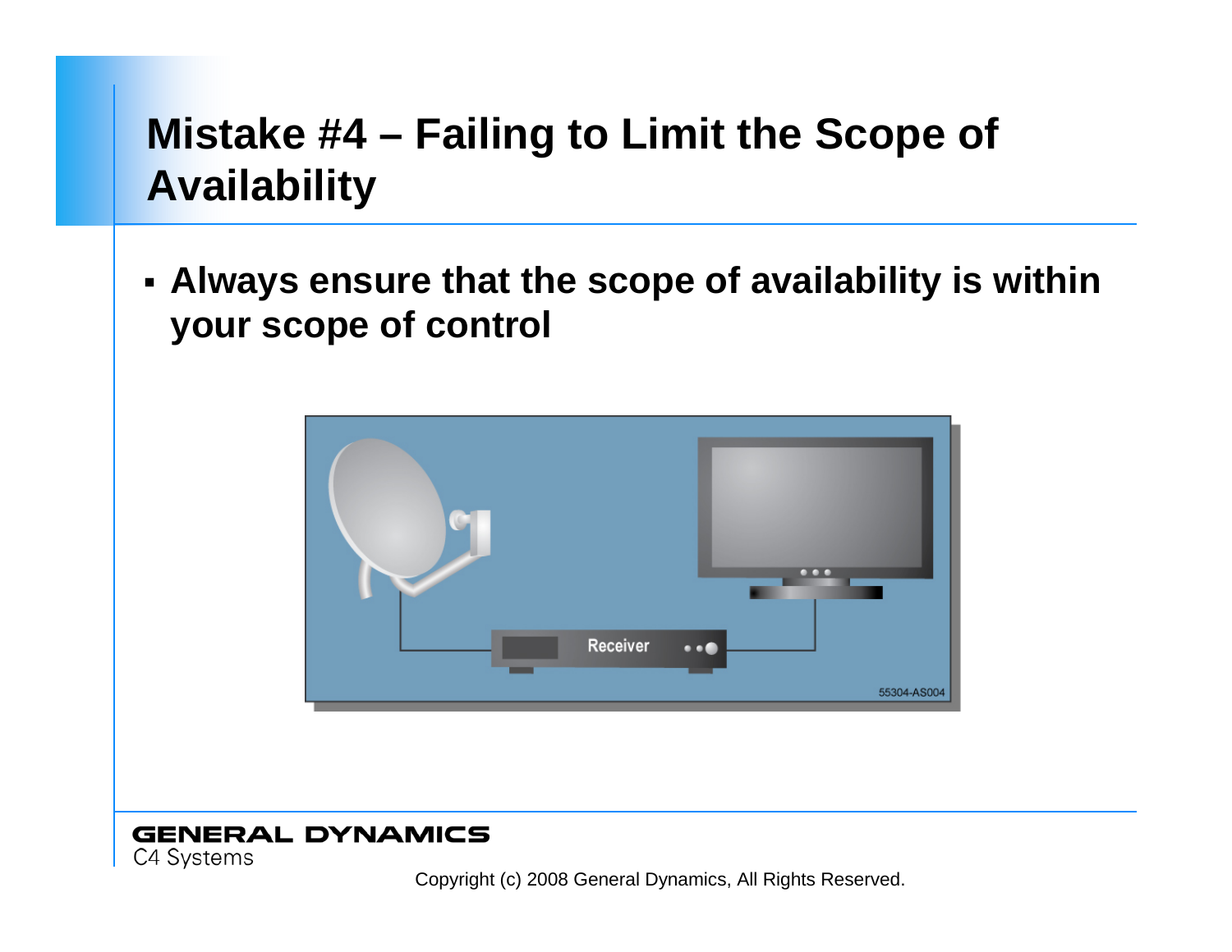# Mistake #4 – Failing to Limit the Scope of Availability

- Always ensure that the scope of availability is within your scope of control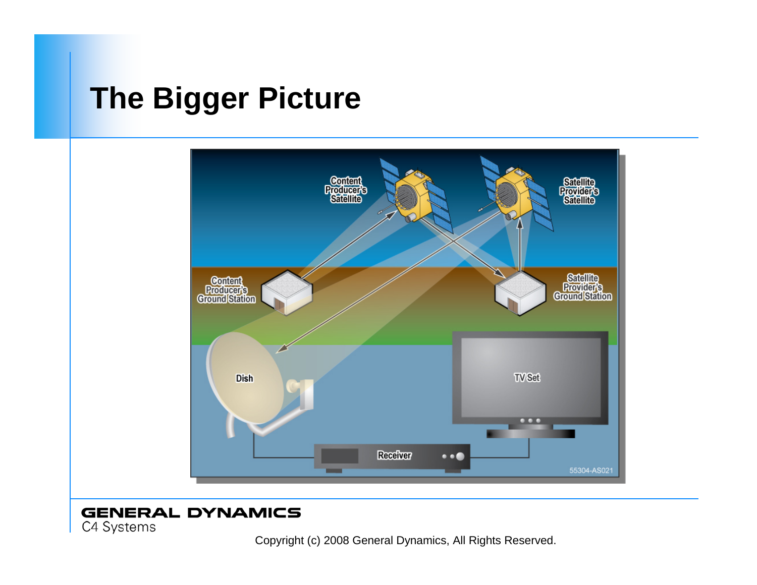# The Bigger Picture

Content Producer's Satellite

Satellite Provider's Satellite

Content Producer's Ground Station

Satellite Provider's Ground Station

Dish

TV Set

Receiver

55304-AS021

Copyright (c) 2008 General Dynamics, All Rights Reserved.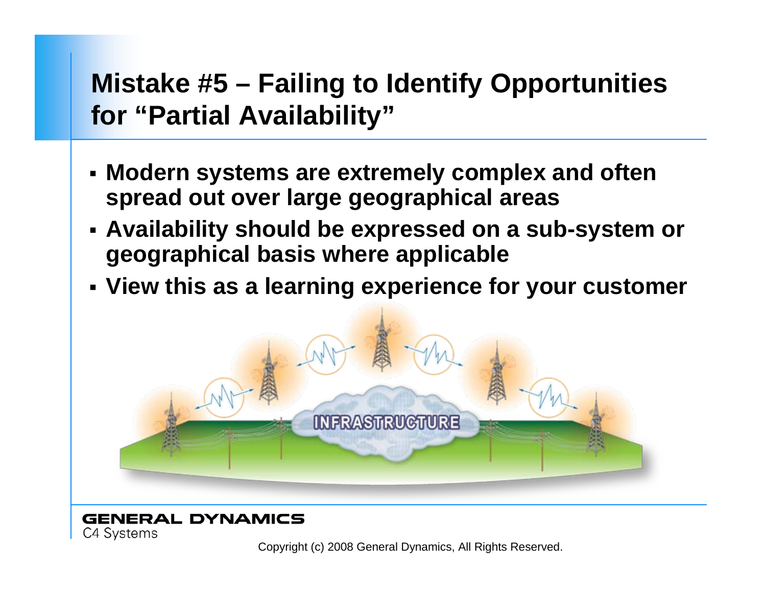# Mistake #5 – Failing to Identify Opportunities for "Partial Availability"

- Modern systems are extremely complex and often spread out over large geographical areas
- Availability should be expressed on a sub-system or geographical basis where applicable
- View this as a learning experience for your customer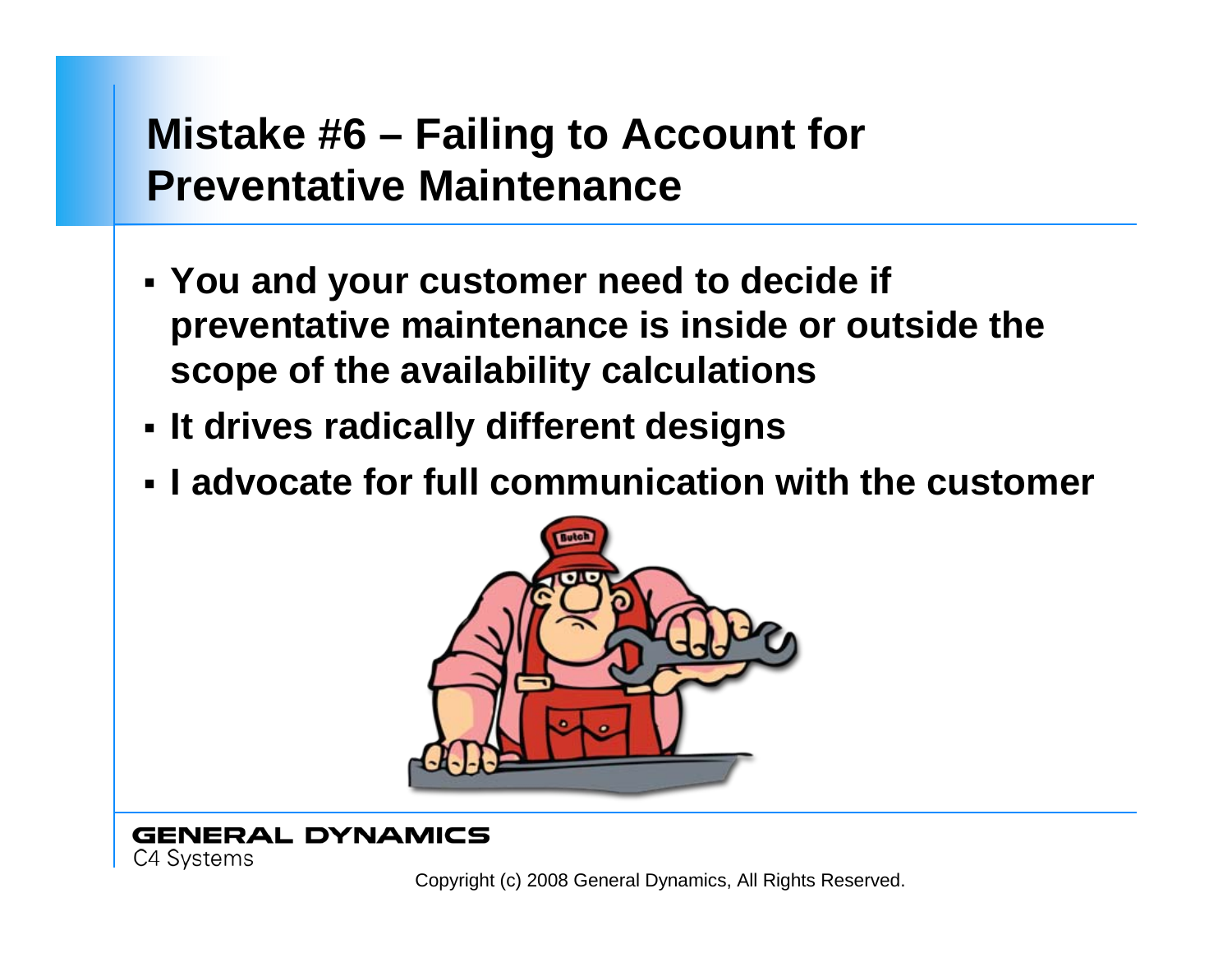# Mistake #6 – Failing to Account for Preventative Maintenance

- You and your customer need to decide if preventative maintenance is inside or outside the scope of the availability calculations
- It drives radically different designs
- I advocate for full communication with the customer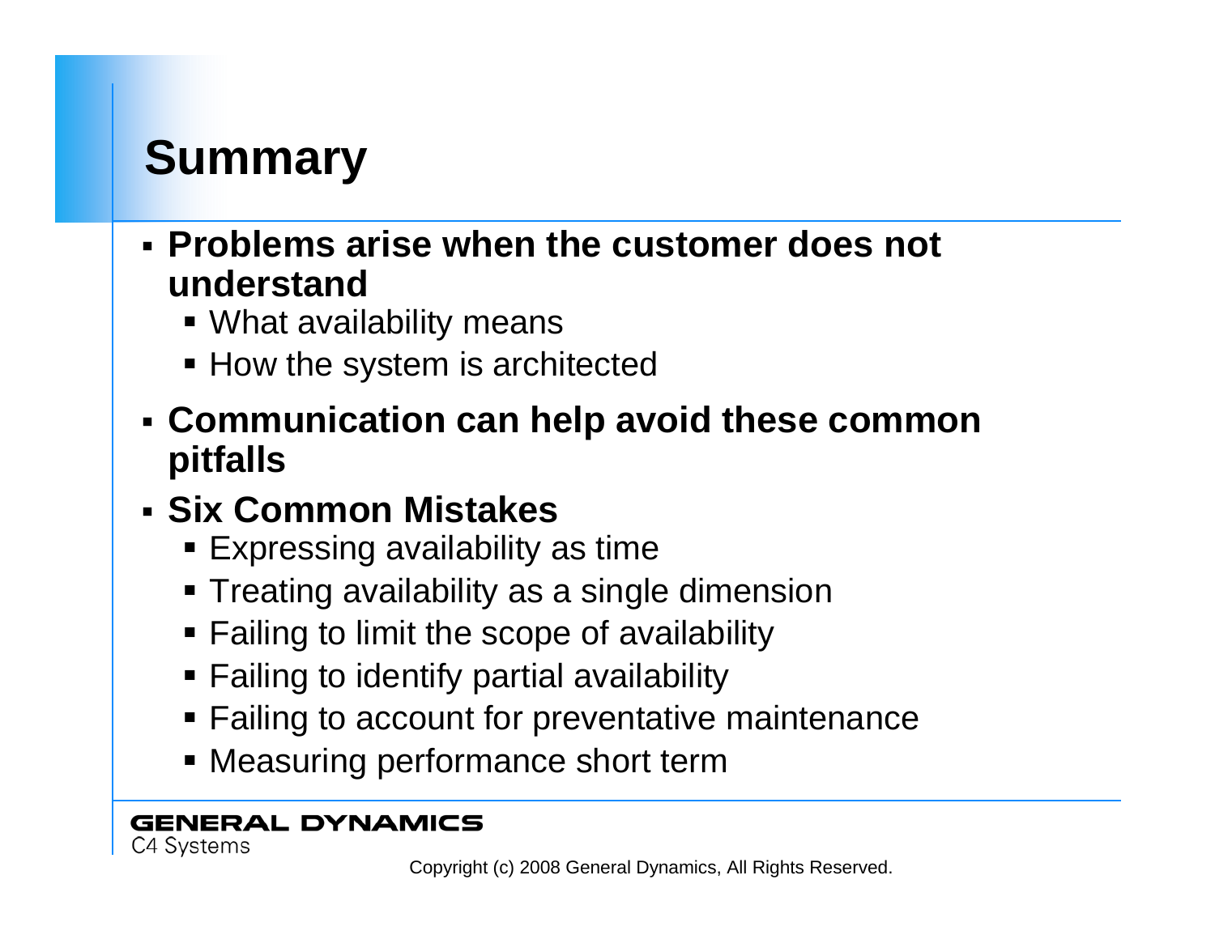# Summary

- **Problems arise when the customer does not understand**
  - What availability means
  - How the system is architected
- **Communication can help avoid these common pitfalls**
- **Six Common Mistakes**
  - Expressing availability as time
  - Treating availability as a single dimension
  - Failing to limit the scope of availability
  - Failing to identify partial availability
  - Failing to account for preventative maintenance
  - Measuring performance short term

GENERAL DYNAMICS
C4 Systems

Copyright (c) 2008 General Dynamics, All Rights Reserved.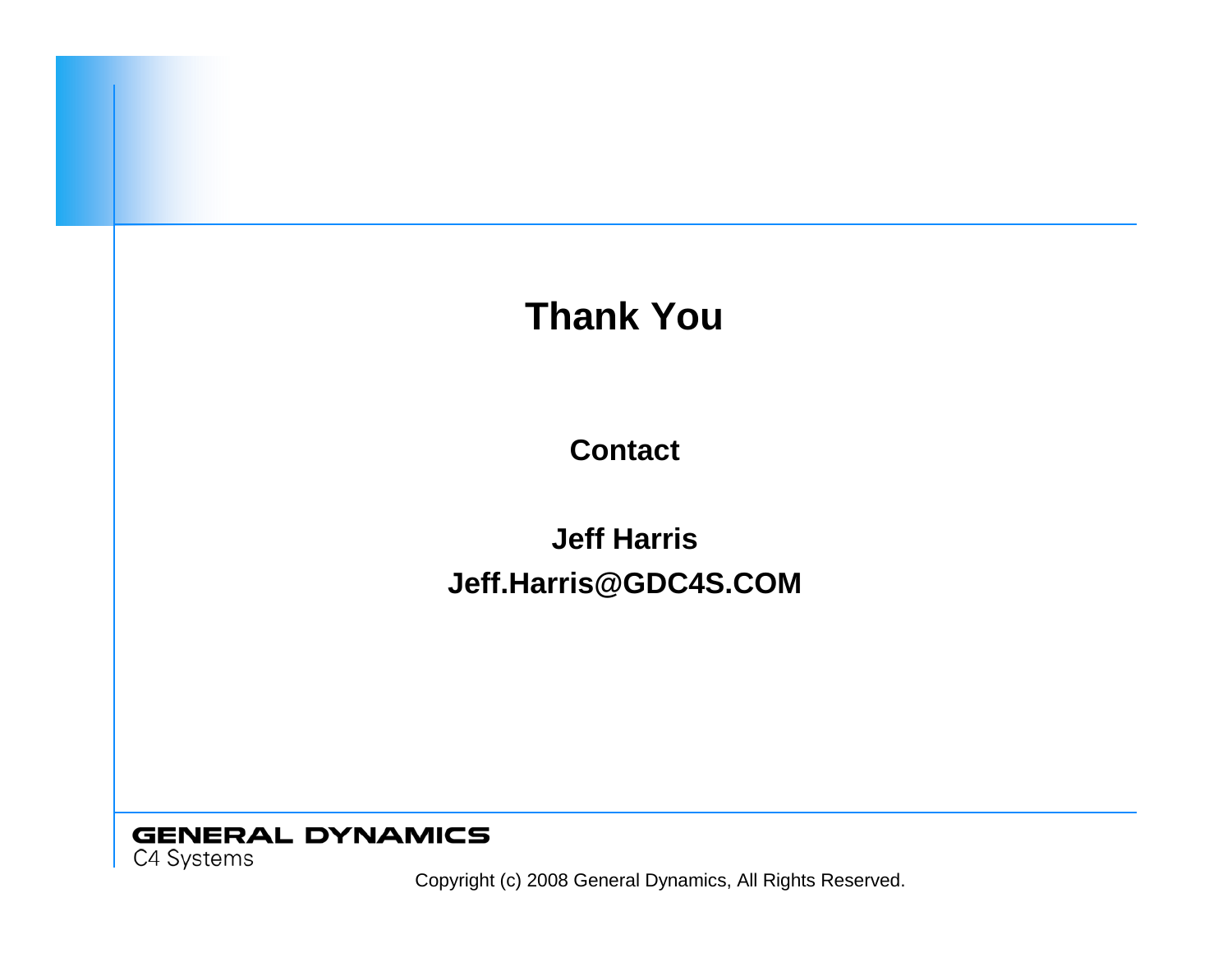# Thank You

**Contact**

**Jeff Harris**

**Jeff.Harris@GDC4S.COM**

GENERAL DYNAMICS
C4 Systems

Copyright (c) 2008 General Dynamics, All Rights Reserved.